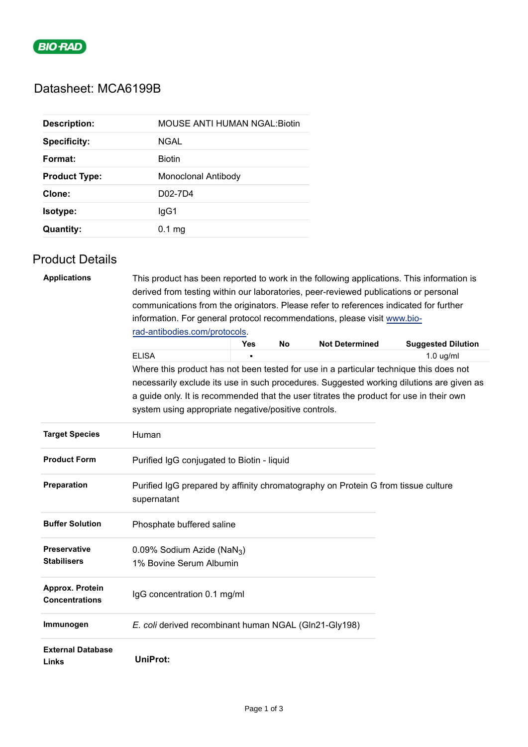# Datasheet: MCA6199B

| | |
|---|---|
| **Description:** | MOUSE ANTI HUMAN NGAL:Biotin |
| **Specificity:** | NGAL |
| **Format:** | Biotin |
| **Product Type:** | Monoclonal Antibody |
| **Clone:** | D02-7D4 |
| **Isotype:** | IgG1 |
| **Quantity:** | 0.1 mg |

## Product Details

**Applications**

This product has been reported to work in the following applications. This information is derived from testing within our laboratories, peer-reviewed publications or personal communications from the originators. Please refer to references indicated for further information. For general protocol recommendations, please visit [www.bio-rad-antibodies.com/protocols](www.bio-rad-antibodies.com/protocols).

| | Yes | No | Not Determined | Suggested Dilution |
|---|---|---|---|---|
| ELISA | ▪ | | | 1.0 ug/ml |

Where this product has not been tested for use in a particular technique this does not necessarily exclude its use in such procedures. Suggested working dilutions are given as a guide only. It is recommended that the user titrates the product for use in their own system using appropriate negative/positive controls.

| | |
|---|---|
| **Target Species** | Human |
| **Product Form** | Purified IgG conjugated to Biotin - liquid |
| **Preparation** | Purified IgG prepared by affinity chromatography on Protein G from tissue culture supernatant |
| **Buffer Solution** | Phosphate buffered saline |
| **Preservative Stabilisers** | 0.09% Sodium Azide ($NaN_3$)<br>1% Bovine Serum Albumin |
| **Approx. Protein Concentrations** | IgG concentration 0.1 mg/ml |
| **Immunogen** | *E. coli* derived recombinant human NGAL (Gln21-Gly198) |
| **External Database Links** | **UniProt:** |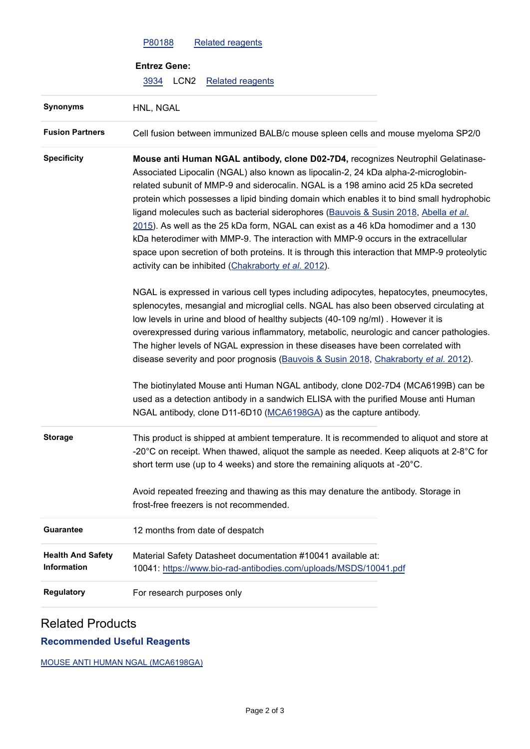[P80188](#) [Related reagents](#)

**Entrez Gene:**

[3934](#) LCN2 [Related reagents](#)

| | |
|---|---|
| **Synonyms** | HNL, NGAL |
| **Fusion Partners** | Cell fusion between immunized BALB/c mouse spleen cells and mouse myeloma SP2/0 |
| **Specificity** | **Mouse anti Human NGAL antibody, clone D02-7D4,** recognizes Neutrophil Gelatinase-Associated Lipocalin (NGAL) also known as lipocalin-2, 24 kDa alpha-2-microglobin-related subunit of MMP-9 and siderocalin. NGAL is a 198 amino acid 25 kDa secreted protein which possesses a lipid binding domain which enables it to bind small hydrophobic ligand molecules such as bacterial siderophores (Bauvois & Susin 2018, Abella *et al.* 2015). As well as the 25 kDa form, NGAL can exist as a 46 kDa homodimer and a 130 kDa heterodimer with MMP-9. The interaction with MMP-9 occurs in the extracellular space upon secretion of both proteins. It is through this interaction that MMP-9 proteolytic activity can be inhibited (Chakraborty *et al.* 2012).<br><br>NGAL is expressed in various cell types including adipocytes, hepatocytes, pneumocytes, splenocytes, mesangial and microglial cells. NGAL has also been observed circulating at low levels in urine and blood of healthy subjects (40-109 ng/ml) . However it is overexpressed during various inflammatory, metabolic, neurologic and cancer pathologies. The higher levels of NGAL expression in these diseases have been correlated with disease severity and poor prognosis (Bauvois & Susin 2018, Chakraborty *et al.* 2012).<br><br>The biotinylated Mouse anti Human NGAL antibody, clone D02-7D4 (MCA6199B) can be used as a detection antibody in a sandwich ELISA with the purified Mouse anti Human NGAL antibody, clone D11-6D10 (MCA6198GA) as the capture antibody. |
| **Storage** | This product is shipped at ambient temperature. It is recommended to aliquot and store at -20°C on receipt. When thawed, aliquot the sample as needed. Keep aliquots at 2-8°C for short term use (up to 4 weeks) and store the remaining aliquots at -20°C.<br><br>Avoid repeated freezing and thawing as this may denature the antibody. Storage in frost-free freezers is not recommended. |
| **Guarantee** | 12 months from date of despatch |
| **Health And Safety Information** | Material Safety Datasheet documentation #10041 available at:<br>10041: https://www.bio-rad-antibodies.com/uploads/MSDS/10041.pdf |
| **Regulatory** | For research purposes only |

## Related Products

### Recommended Useful Reagents

MOUSE ANTI HUMAN NGAL (MCA6198GA)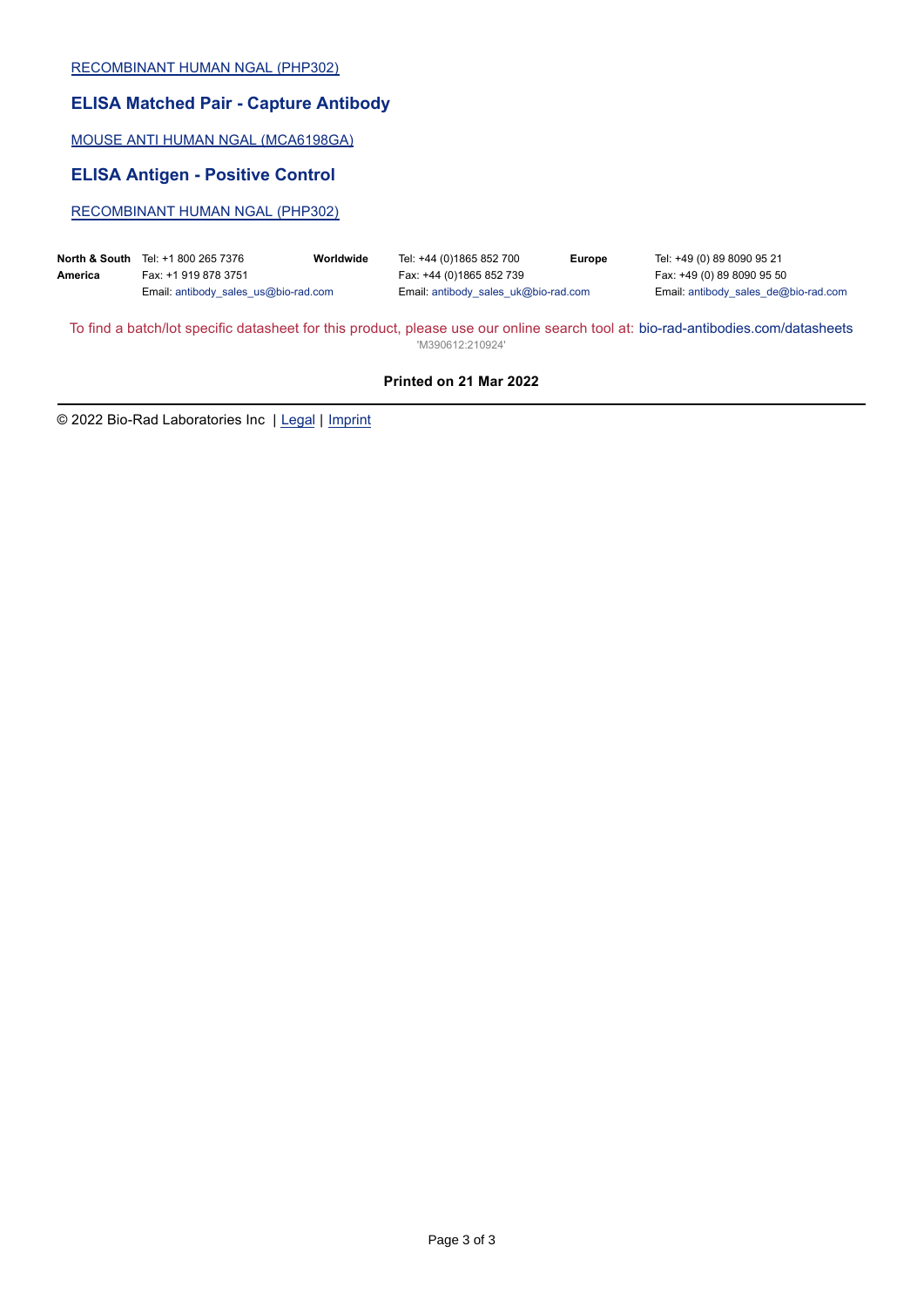RECOMBINANT HUMAN NGAL (PHP302)

### ELISA Matched Pair - Capture Antibody

MOUSE ANTI HUMAN NGAL (MCA6198GA)

### ELISA Antigen - Positive Control

RECOMBINANT HUMAN NGAL (PHP302)

| | | | | | |
|---|---|---|---|---|---|
| **North & South America** | Tel: +1 800 265 7376<br>Fax: +1 919 878 3751<br>Email: antibody_sales_us@bio-rad.com | **Worldwide** | Tel: +44 (0)1865 852 700<br>Fax: +44 (0)1865 852 739<br>Email: antibody_sales_uk@bio-rad.com | **Europe** | Tel: +49 (0) 89 8090 95 21<br>Fax: +49 (0) 89 8090 95 50<br>Email: antibody_sales_de@bio-rad.com |

To find a batch/lot specific datasheet for this product, please use our online search tool at: bio-rad-antibodies.com/datasheets

'M390612:210924'

**Printed on 21 Mar 2022**

© 2022 Bio-Rad Laboratories Inc | Legal | Imprint